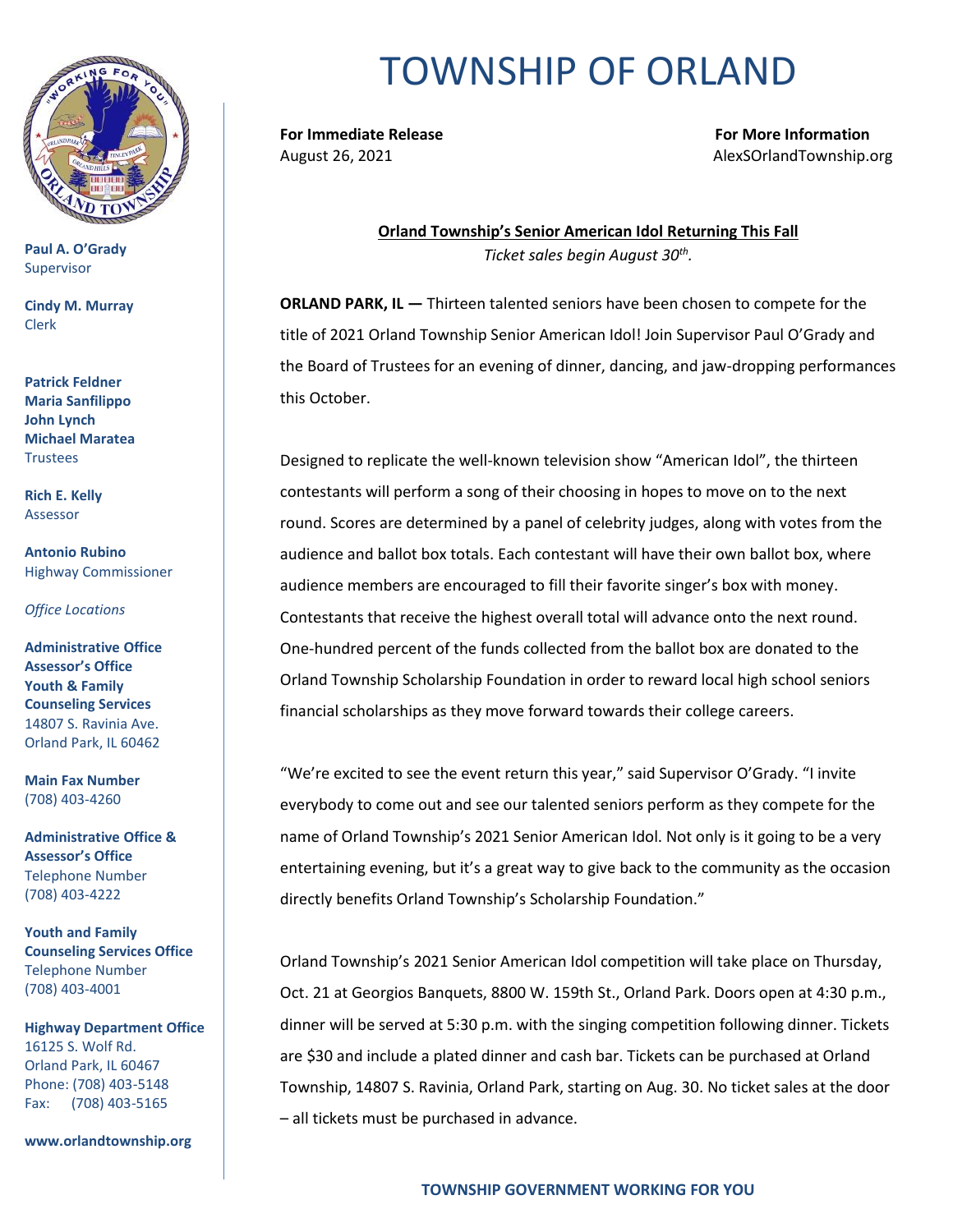# TOWNSHIP OF ORLAND

**Paul A. O'Grady**
Supervisor

**Cindy M. Murray**
Clerk

**Patrick Feldner**
**Maria Sanfilippo**
**John Lynch**
**Michael Maratea**
Trustees

**Rich E. Kelly**
Assessor

**Antonio Rubino**
Highway Commissioner

*Office Locations*

**Administrative Office**
**Assessor's Office**
**Youth & Family Counseling Services**
14807 S. Ravinia Ave.
Orland Park, IL 60462

**Main Fax Number**
(708) 403-4260

**Administrative Office & Assessor's Office**
Telephone Number
(708) 403-4222

**Youth and Family Counseling Services Office**
Telephone Number
(708) 403-4001

**Highway Department Office**
16125 S. Wolf Rd.
Orland Park, IL 60467
Phone: (708) 403-5148
Fax: (708) 403-5165

**www.orlandtownship.org**

---

**For Immediate Release**
August 26, 2021

**For More Information**
AlexSOrlandTownship.org

**Orland Township's Senior American Idol Returning This Fall**

*Ticket sales begin August 30th.*

**ORLAND PARK, IL —** Thirteen talented seniors have been chosen to compete for the title of 2021 Orland Township Senior American Idol! Join Supervisor Paul O'Grady and the Board of Trustees for an evening of dinner, dancing, and jaw-dropping performances this October.

Designed to replicate the well-known television show "American Idol", the thirteen contestants will perform a song of their choosing in hopes to move on to the next round. Scores are determined by a panel of celebrity judges, along with votes from the audience and ballot box totals. Each contestant will have their own ballot box, where audience members are encouraged to fill their favorite singer's box with money. Contestants that receive the highest overall total will advance onto the next round. One-hundred percent of the funds collected from the ballot box are donated to the Orland Township Scholarship Foundation in order to reward local high school seniors financial scholarships as they move forward towards their college careers.

"We're excited to see the event return this year," said Supervisor O'Grady. "I invite everybody to come out and see our talented seniors perform as they compete for the name of Orland Township's 2021 Senior American Idol. Not only is it going to be a very entertaining evening, but it's a great way to give back to the community as the occasion directly benefits Orland Township's Scholarship Foundation."

Orland Township's 2021 Senior American Idol competition will take place on Thursday, Oct. 21 at Georgios Banquets, 8800 W. 159th St., Orland Park. Doors open at 4:30 p.m., dinner will be served at 5:30 p.m. with the singing competition following dinner. Tickets are $30 and include a plated dinner and cash bar. Tickets can be purchased at Orland Township, 14807 S. Ravinia, Orland Park, starting on Aug. 30. No ticket sales at the door – all tickets must be purchased in advance.

**TOWNSHIP GOVERNMENT WORKING FOR YOU**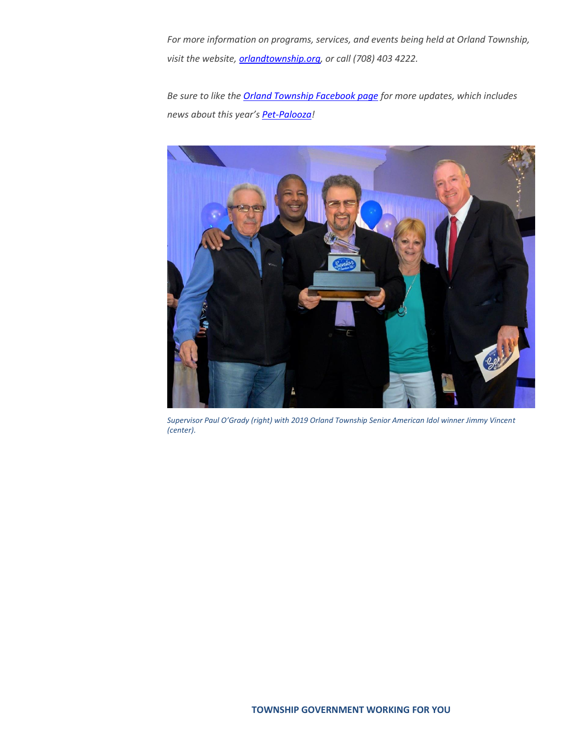*For more information on programs, services, and events being held at Orland Township, visit the website, orlandtownship.org, or call (708) 403 4222.*

*Be sure to like the Orland Township Facebook page for more updates, which includes news about this year's Pet-Palooza!*

*Supervisor Paul O'Grady (right) with 2019 Orland Township Senior American Idol winner Jimmy Vincent (center).*

**TOWNSHIP GOVERNMENT WORKING FOR YOU**